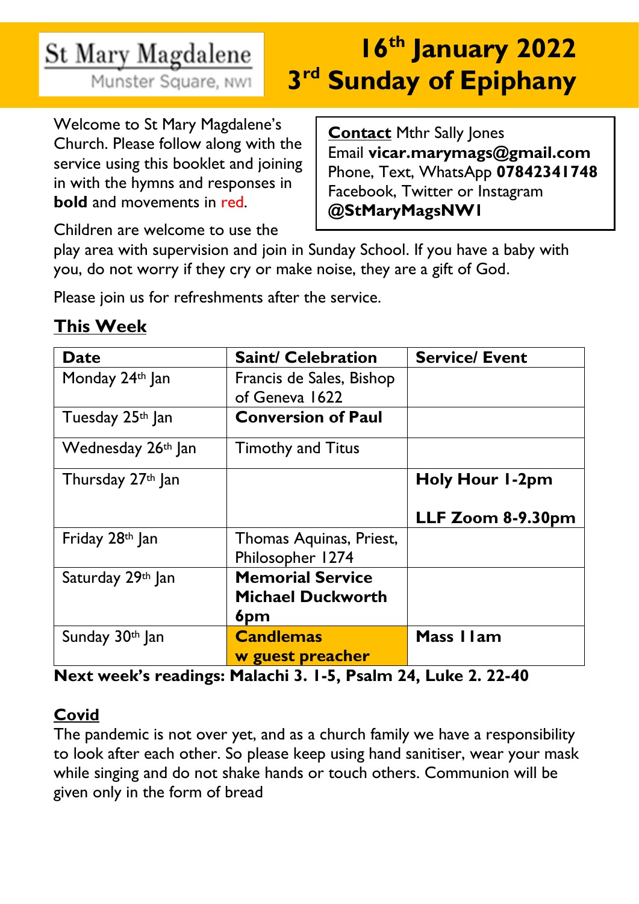St Mary Magdalene
Munster Square, NW1

# 16th January 2022
# 3rd Sunday of Epiphany

Welcome to St Mary Magdalene's Church. Please follow along with the service using this booklet and joining in with the hymns and responses in **bold** and movements in red.

**Contact** Mthr Sally Jones
Email **vicar.marymags@gmail.com**
Phone, Text, WhatsApp **07842341748**
Facebook, Twitter or Instagram
**@StMaryMagsNW1**

Children are welcome to use the play area with supervision and join in Sunday School. If you have a baby with you, do not worry if they cry or make noise, they are a gift of God.

Please join us for refreshments after the service.

## This Week

| Date | Saint/ Celebration | Service/ Event |
|---|---|---|
| Monday 24th Jan | Francis de Sales, Bishop of Geneva 1622 | |
| Tuesday 25th Jan | **Conversion of Paul** | |
| Wednesday 26th Jan | Timothy and Titus | |
| Thursday 27th Jan | | **Holy Hour 1-2pm** <br> **LLF Zoom 8-9.30pm** |
| Friday 28th Jan | Thomas Aquinas, Priest, Philosopher 1274 | |
| Saturday 29th Jan | **Memorial Service Michael Duckworth 6pm** | |
| Sunday 30th Jan | **Candlemas w guest preacher** | **Mass 11am** |

**Next week's readings: Malachi 3. 1-5, Psalm 24, Luke 2. 22-40**

## Covid

The pandemic is not over yet, and as a church family we have a responsibility to look after each other. So please keep using hand sanitiser, wear your mask while singing and do not shake hands or touch others. Communion will be given only in the form of bread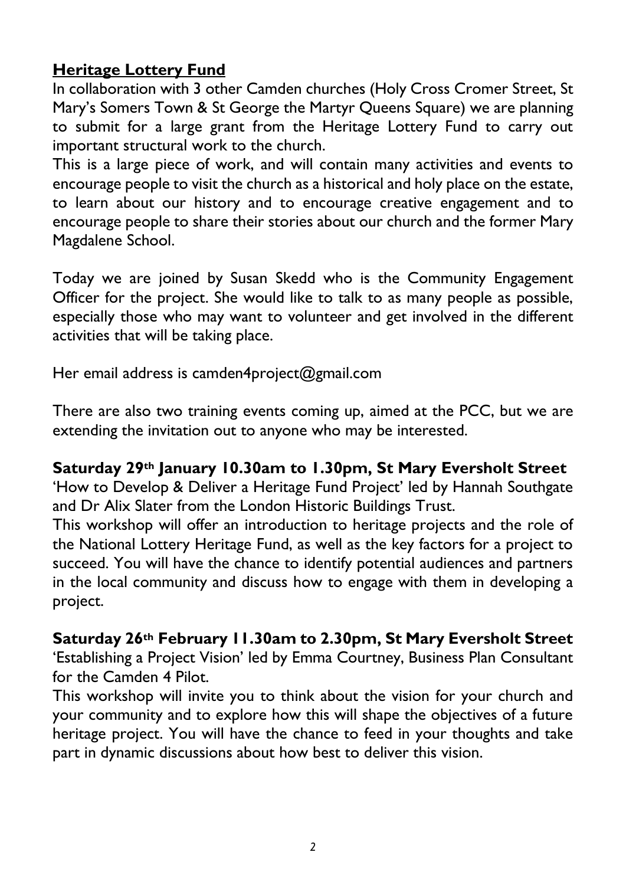## Heritage Lottery Fund

In collaboration with 3 other Camden churches (Holy Cross Cromer Street, St Mary's Somers Town & St George the Martyr Queens Square) we are planning to submit for a large grant from the Heritage Lottery Fund to carry out important structural work to the church.

This is a large piece of work, and will contain many activities and events to encourage people to visit the church as a historical and holy place on the estate, to learn about our history and to encourage creative engagement and to encourage people to share their stories about our church and the former Mary Magdalene School.

Today we are joined by Susan Skedd who is the Community Engagement Officer for the project. She would like to talk to as many people as possible, especially those who may want to volunteer and get involved in the different activities that will be taking place.

Her email address is camden4project@gmail.com

There are also two training events coming up, aimed at the PCC, but we are extending the invitation out to anyone who may be interested.

**Saturday 29th January 10.30am to 1.30pm, St Mary Eversholt Street**
'How to Develop & Deliver a Heritage Fund Project' led by Hannah Southgate and Dr Alix Slater from the London Historic Buildings Trust.
This workshop will offer an introduction to heritage projects and the role of the National Lottery Heritage Fund, as well as the key factors for a project to succeed. You will have the chance to identify potential audiences and partners in the local community and discuss how to engage with them in developing a project.

**Saturday 26th February 11.30am to 2.30pm, St Mary Eversholt Street**
'Establishing a Project Vision' led by Emma Courtney, Business Plan Consultant for the Camden 4 Pilot.
This workshop will invite you to think about the vision for your church and your community and to explore how this will shape the objectives of a future heritage project. You will have the chance to feed in your thoughts and take part in dynamic discussions about how best to deliver this vision.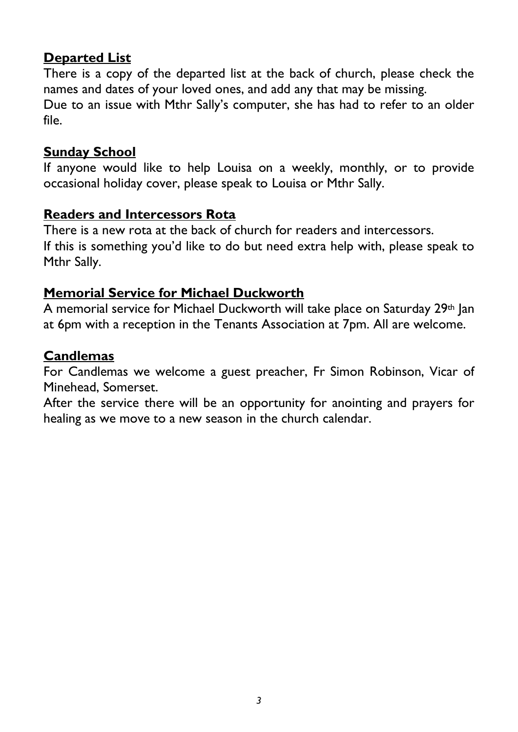## Departed List

There is a copy of the departed list at the back of church, please check the names and dates of your loved ones, and add any that may be missing.
Due to an issue with Mthr Sally's computer, she has had to refer to an older file.

## Sunday School

If anyone would like to help Louisa on a weekly, monthly, or to provide occasional holiday cover, please speak to Louisa or Mthr Sally.

## Readers and Intercessors Rota

There is a new rota at the back of church for readers and intercessors.
If this is something you'd like to do but need extra help with, please speak to Mthr Sally.

## Memorial Service for Michael Duckworth

A memorial service for Michael Duckworth will take place on Saturday 29th Jan at 6pm with a reception in the Tenants Association at 7pm. All are welcome.

## Candlemas

For Candlemas we welcome a guest preacher, Fr Simon Robinson, Vicar of Minehead, Somerset.
After the service there will be an opportunity for anointing and prayers for healing as we move to a new season in the church calendar.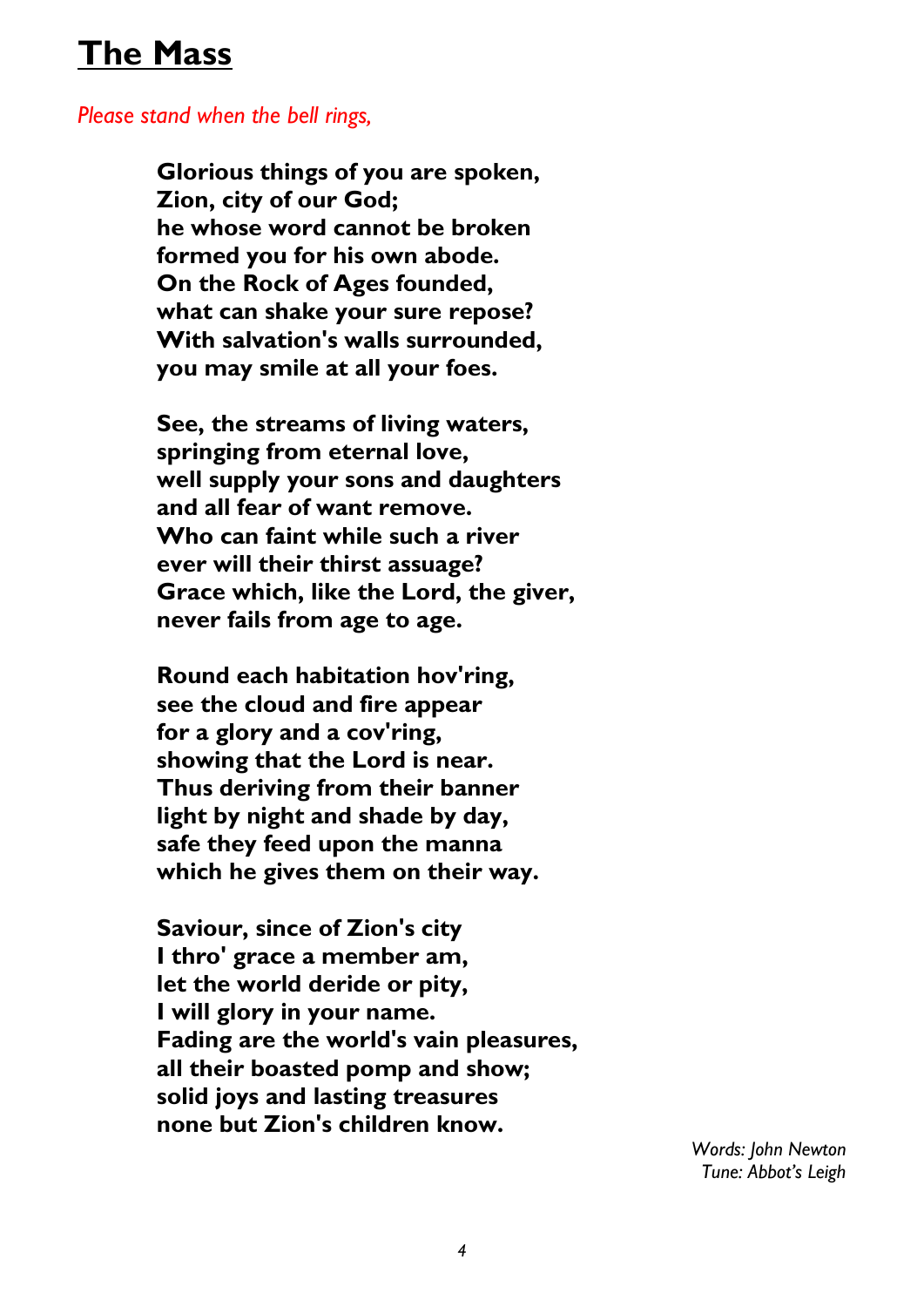# The Mass

*Please stand when the bell rings,*

**Glorious things of you are spoken,**
**Zion, city of our God;**
**he whose word cannot be broken**
**formed you for his own abode.**
**On the Rock of Ages founded,**
**what can shake your sure repose?**
**With salvation's walls surrounded,**
**you may smile at all your foes.**

**See, the streams of living waters,**
**springing from eternal love,**
**well supply your sons and daughters**
**and all fear of want remove.**
**Who can faint while such a river**
**ever will their thirst assuage?**
**Grace which, like the Lord, the giver,**
**never fails from age to age.**

**Round each habitation hov'ring,**
**see the cloud and fire appear**
**for a glory and a cov'ring,**
**showing that the Lord is near.**
**Thus deriving from their banner**
**light by night and shade by day,**
**safe they feed upon the manna**
**which he gives them on their way.**

**Saviour, since of Zion's city**
**I thro' grace a member am,**
**let the world deride or pity,**
**I will glory in your name.**
**Fading are the world's vain pleasures,**
**all their boasted pomp and show;**
**solid joys and lasting treasures**
**none but Zion's children know.**

*Words: John Newton*
*Tune: Abbot's Leigh*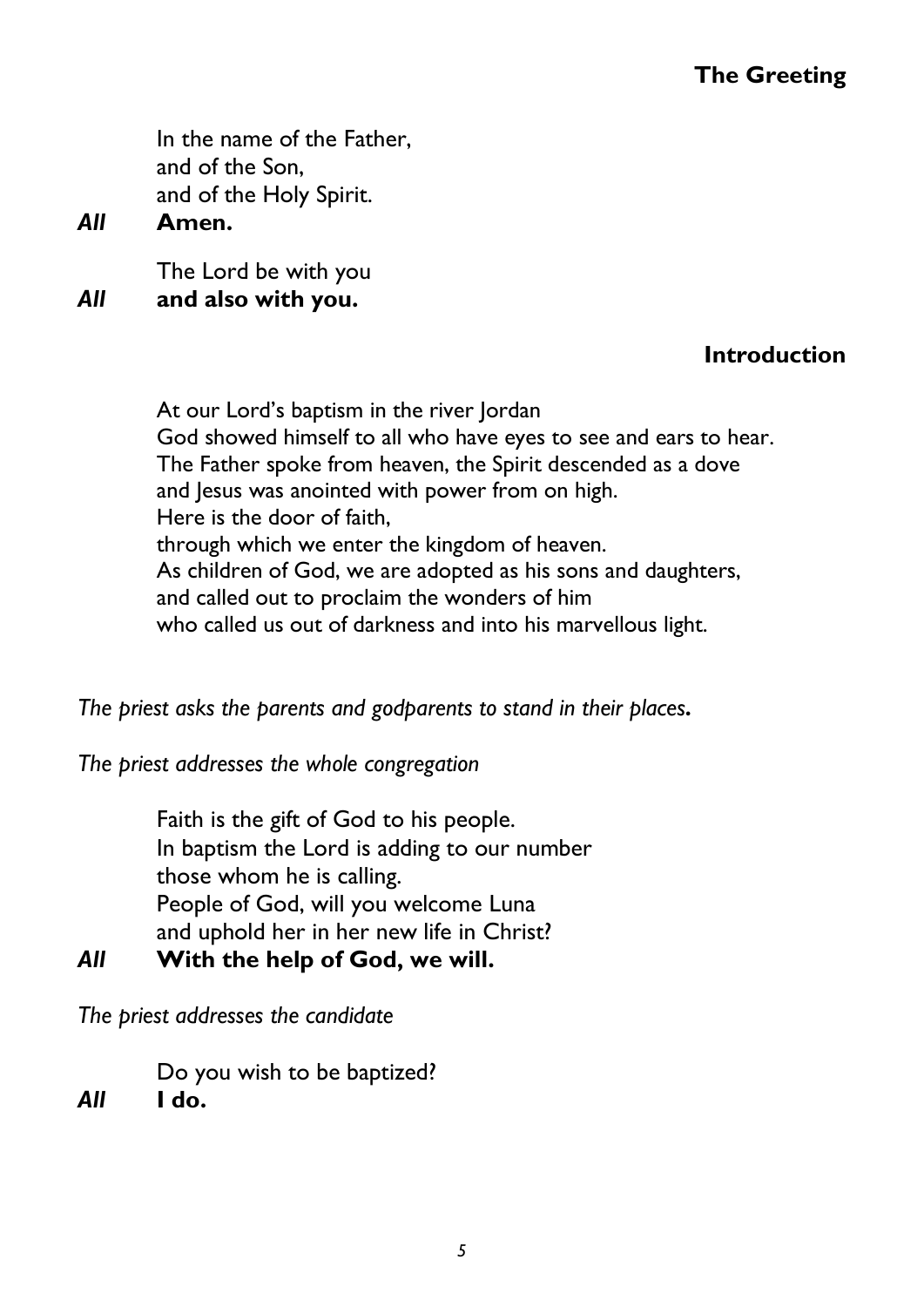## The Greeting

In the name of the Father,
and of the Son,
and of the Holy Spirit.

***All*** **Amen.**

The Lord be with you

***All*** **and also with you.**

## Introduction

At our Lord's baptism in the river Jordan
God showed himself to all who have eyes to see and ears to hear.
The Father spoke from heaven, the Spirit descended as a dove
and Jesus was anointed with power from on high.
Here is the door of faith,
through which we enter the kingdom of heaven.
As children of God, we are adopted as his sons and daughters,
and called out to proclaim the wonders of him
who called us out of darkness and into his marvellous light.

*The priest asks the parents and godparents to stand in their places.*

*The priest addresses the whole congregation*

Faith is the gift of God to his people.
In baptism the Lord is adding to our number
those whom he is calling.
People of God, will you welcome Luna
and uphold her in her new life in Christ?

***All*** **With the help of God, we will.**

*The priest addresses the candidate*

Do you wish to be baptized?

***All*** **I do.**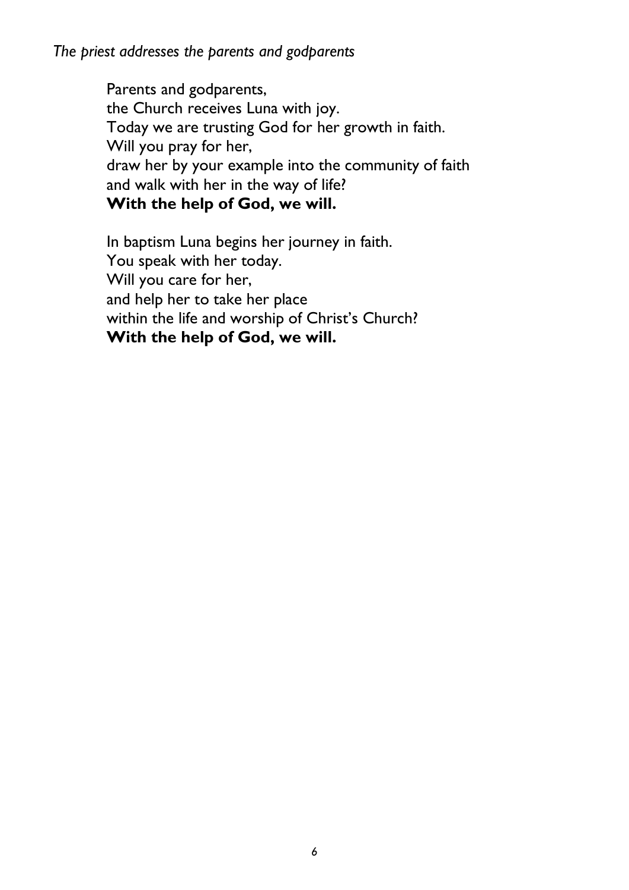*The priest addresses the parents and godparents*

Parents and godparents,
the Church receives Luna with joy.
Today we are trusting God for her growth in faith.
Will you pray for her,
draw her by your example into the community of faith
and walk with her in the way of life?
**With the help of God, we will.**

In baptism Luna begins her journey in faith.
You speak with her today.
Will you care for her,
and help her to take her place
within the life and worship of Christ's Church?
**With the help of God, we will.**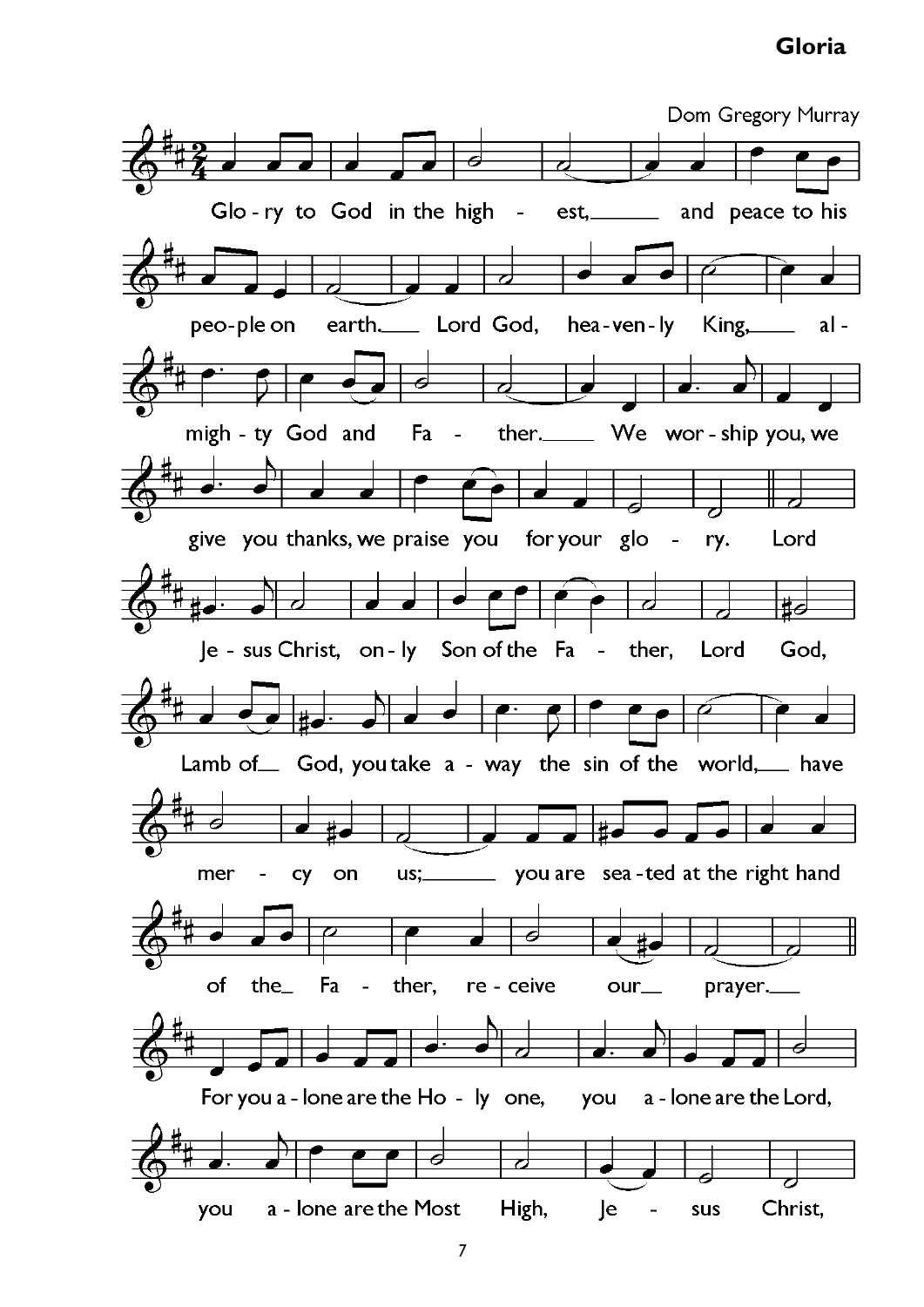# Gloria

Dom Gregory Murray

Glo - ry to God in the high - est, and peace to his peo-ple on earth. Lord God, hea-ven-ly King, al - migh - ty God and Fa - ther. We wor - ship you, we give you thanks, we praise you for your glo - ry. Lord Je - sus Christ, on - ly Son of the Fa - ther, Lord God, Lamb of God, you take a - way the sin of the world, have mer - cy on us; you are sea - ted at the right hand of the Fa - ther, re - ceive our prayer.

For you a - lone are the Ho - ly one, you a - lone are the Lord, you a - lone are the Most High, Je - sus Christ,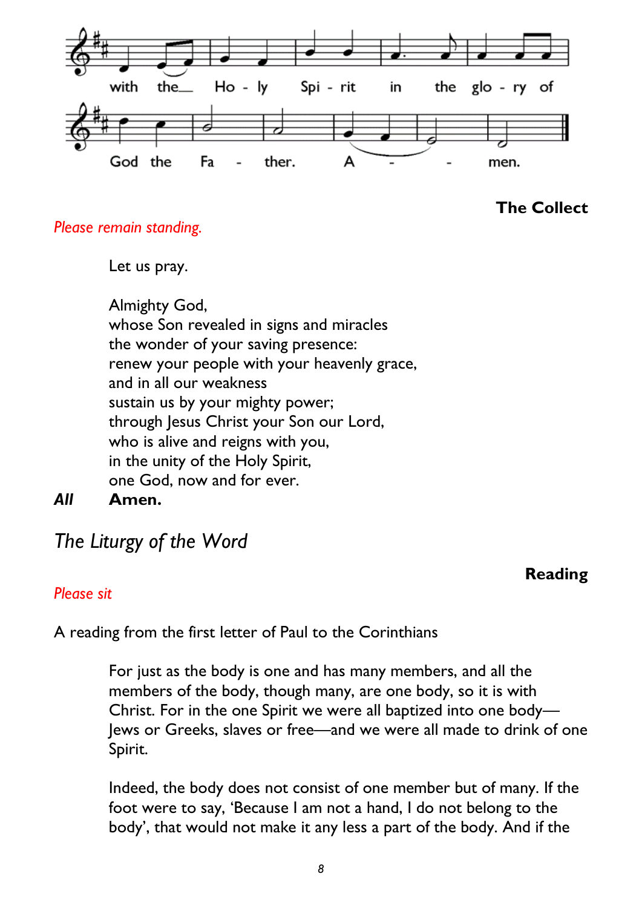with the__ Ho - ly Spi - rit in the glo - ry of

God the Fa - ther. A - - men.

**The Collect**

*Please remain standing.*

Let us pray.

Almighty God,
whose Son revealed in signs and miracles
the wonder of your saving presence:
renew your people with your heavenly grace,
and in all our weakness
sustain us by your mighty power;
through Jesus Christ your Son our Lord,
who is alive and reigns with you,
in the unity of the Holy Spirit,
one God, now and for ever.

***All*** **Amen.**

## *The Liturgy of the Word*

**Reading**

*Please sit*

A reading from the first letter of Paul to the Corinthians

For just as the body is one and has many members, and all the members of the body, though many, are one body, so it is with Christ. For in the one Spirit we were all baptized into one body—Jews or Greeks, slaves or free—and we were all made to drink of one Spirit.

Indeed, the body does not consist of one member but of many. If the foot were to say, 'Because I am not a hand, I do not belong to the body', that would not make it any less a part of the body. And if the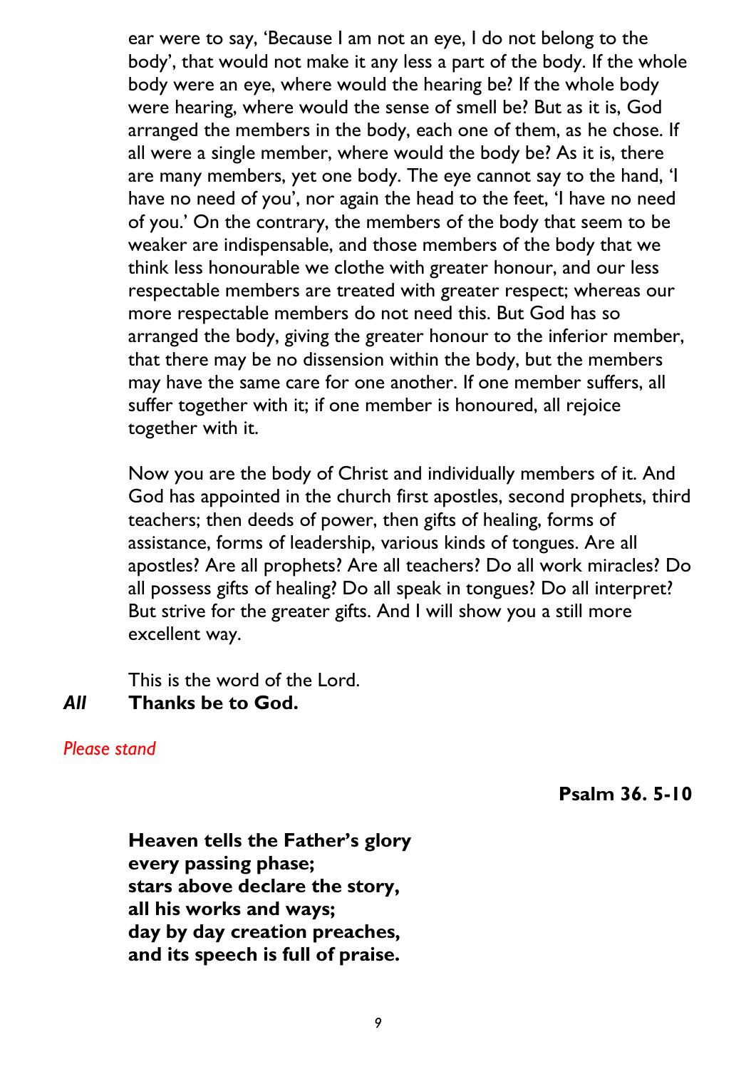ear were to say, 'Because I am not an eye, I do not belong to the body', that would not make it any less a part of the body. If the whole body were an eye, where would the hearing be? If the whole body were hearing, where would the sense of smell be? But as it is, God arranged the members in the body, each one of them, as he chose. If all were a single member, where would the body be? As it is, there are many members, yet one body. The eye cannot say to the hand, 'I have no need of you', nor again the head to the feet, 'I have no need of you.' On the contrary, the members of the body that seem to be weaker are indispensable, and those members of the body that we think less honourable we clothe with greater honour, and our less respectable members are treated with greater respect; whereas our more respectable members do not need this. But God has so arranged the body, giving the greater honour to the inferior member, that there may be no dissension within the body, but the members may have the same care for one another. If one member suffers, all suffer together with it; if one member is honoured, all rejoice together with it.

Now you are the body of Christ and individually members of it. And God has appointed in the church first apostles, second prophets, third teachers; then deeds of power, then gifts of healing, forms of assistance, forms of leadership, various kinds of tongues. Are all apostles? Are all prophets? Are all teachers? Do all work miracles? Do all possess gifts of healing? Do all speak in tongues? Do all interpret? But strive for the greater gifts. And I will show you a still more excellent way.

This is the word of the Lord.

***All*** **Thanks be to God.**

*Please stand*

**Psalm 36. 5-10**

**Heaven tells the Father's glory**
**every passing phase;**
**stars above declare the story,**
**all his works and ways;**
**day by day creation preaches,**
**and its speech is full of praise.**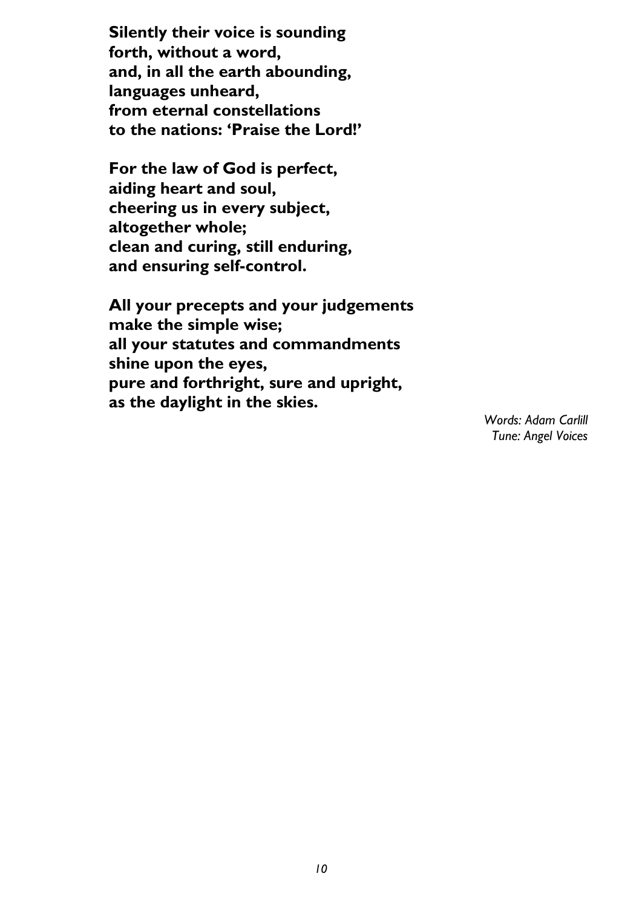**Silently their voice is sounding**
**forth, without a word,**
**and, in all the earth abounding,**
**languages unheard,**
**from eternal constellations**
**to the nations: 'Praise the Lord!'**

**For the law of God is perfect,**
**aiding heart and soul,**
**cheering us in every subject,**
**altogether whole;**
**clean and curing, still enduring,**
**and ensuring self-control.**

**All your precepts and your judgements**
**make the simple wise;**
**all your statutes and commandments**
**shine upon the eyes,**
**pure and forthright, sure and upright,**
**as the daylight in the skies.**

*Words: Adam Carlill*
*Tune: Angel Voices*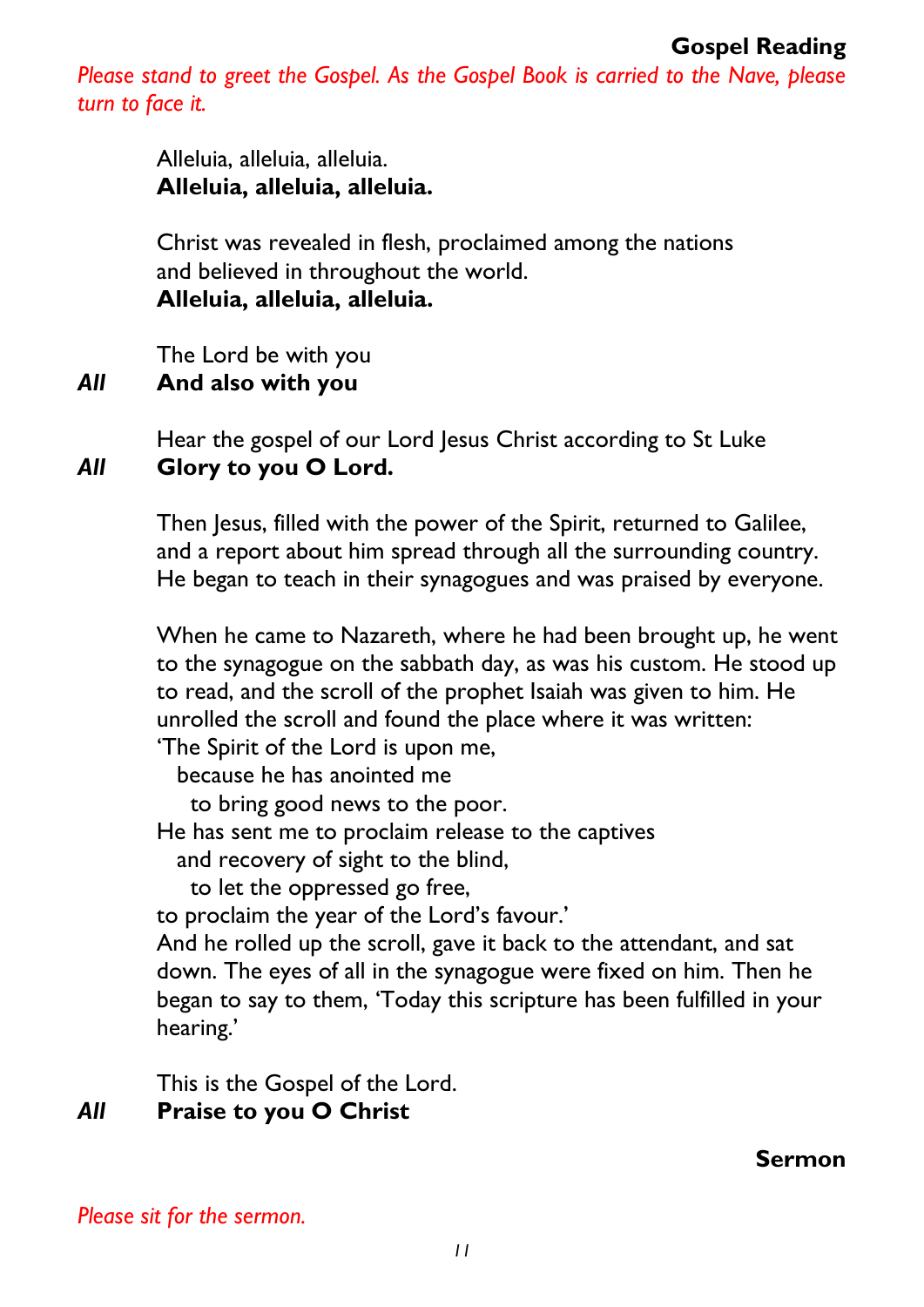## Gospel Reading

*Please stand to greet the Gospel. As the Gospel Book is carried to the Nave, please turn to face it.*

Alleluia, alleluia, alleluia.
**Alleluia, alleluia, alleluia.**

Christ was revealed in flesh, proclaimed among the nations
and believed in throughout the world.
**Alleluia, alleluia, alleluia.**

The Lord be with you
***All*** **And also with you**

Hear the gospel of our Lord Jesus Christ according to St Luke
***All*** **Glory to you O Lord.**

Then Jesus, filled with the power of the Spirit, returned to Galilee, and a report about him spread through all the surrounding country. He began to teach in their synagogues and was praised by everyone.

When he came to Nazareth, where he had been brought up, he went to the synagogue on the sabbath day, as was his custom. He stood up to read, and the scroll of the prophet Isaiah was given to him. He unrolled the scroll and found the place where it was written:
'The Spirit of the Lord is upon me,
  because he has anointed me
    to bring good news to the poor.
He has sent me to proclaim release to the captives
  and recovery of sight to the blind,
    to let the oppressed go free,
to proclaim the year of the Lord's favour.'
And he rolled up the scroll, gave it back to the attendant, and sat down. The eyes of all in the synagogue were fixed on him. Then he began to say to them, 'Today this scripture has been fulfilled in your hearing.'

This is the Gospel of the Lord.
***All*** **Praise to you O Christ**

## Sermon

*Please sit for the sermon.*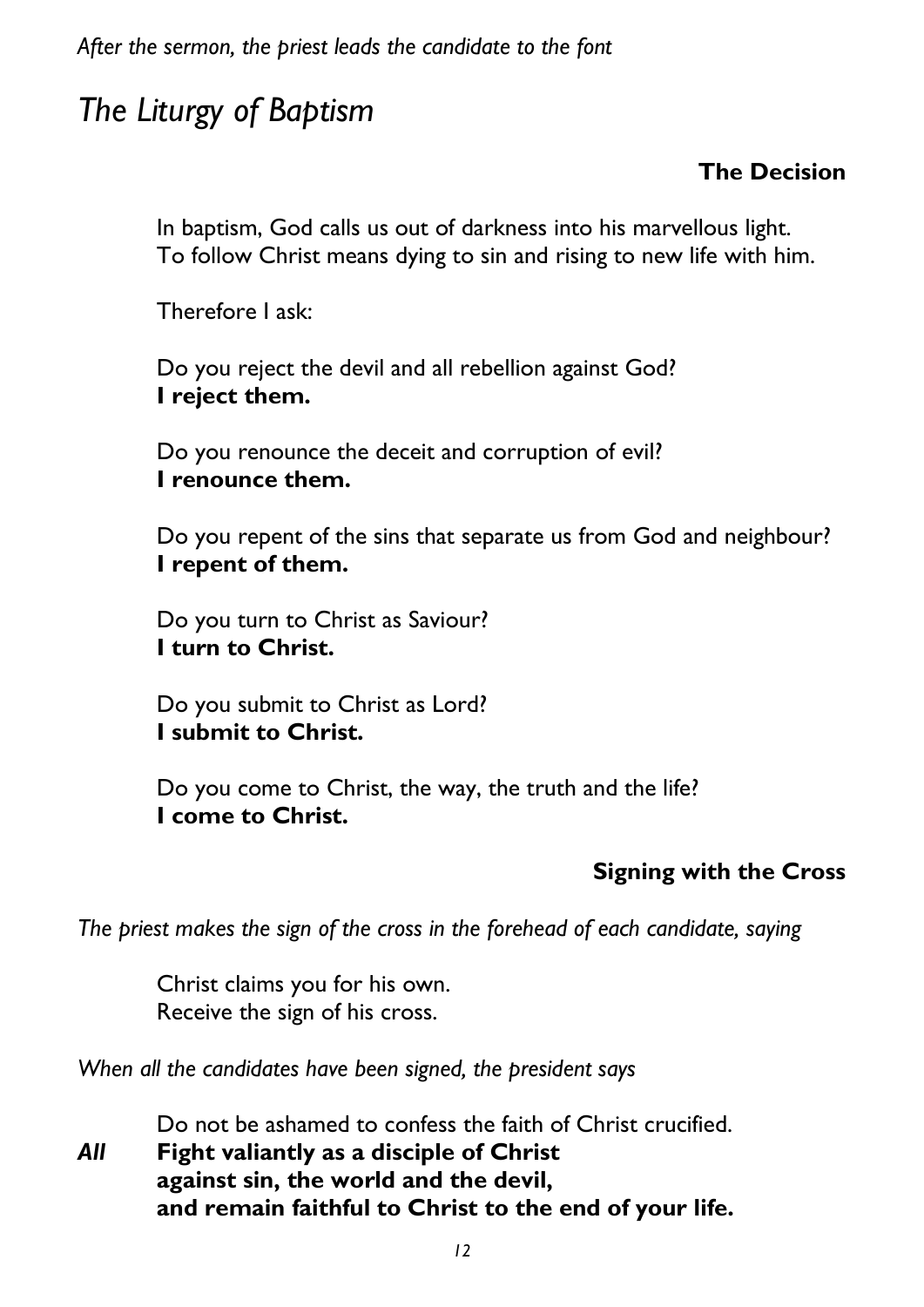*After the sermon, the priest leads the candidate to the font*

# *The Liturgy of Baptism*

### The Decision

In baptism, God calls us out of darkness into his marvellous light.
To follow Christ means dying to sin and rising to new life with him.

Therefore I ask:

Do you reject the devil and all rebellion against God?
**I reject them.**

Do you renounce the deceit and corruption of evil?
**I renounce them.**

Do you repent of the sins that separate us from God and neighbour?
**I repent of them.**

Do you turn to Christ as Saviour?
**I turn to Christ.**

Do you submit to Christ as Lord?
**I submit to Christ.**

Do you come to Christ, the way, the truth and the life?
**I come to Christ.**

### Signing with the Cross

*The priest makes the sign of the cross in the forehead of each candidate, saying*

Christ claims you for his own.
Receive the sign of his cross.

*When all the candidates have been signed, the president says*

Do not be ashamed to confess the faith of Christ crucified.

***All*** **Fight valiantly as a disciple of Christ
against sin, the world and the devil,
and remain faithful to Christ to the end of your life.**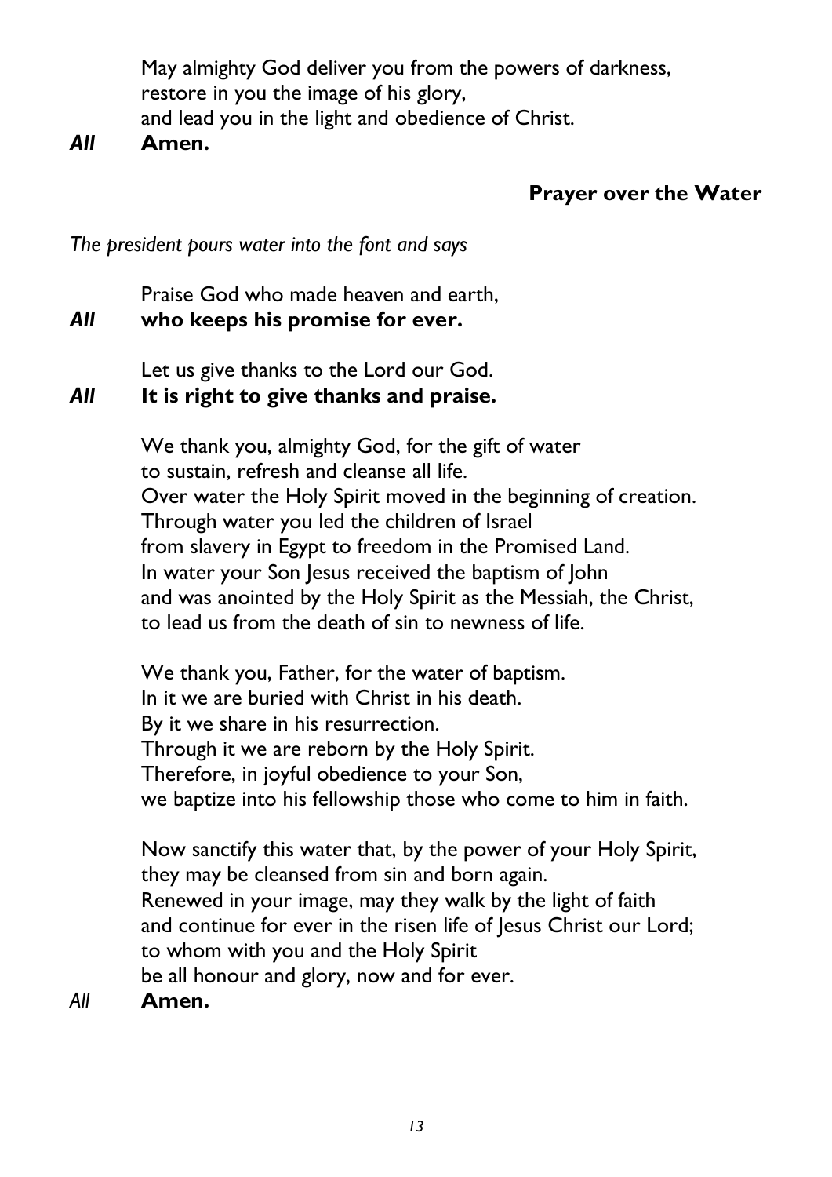May almighty God deliver you from the powers of darkness,
restore in you the image of his glory,
and lead you in the light and obedience of Christ.

***All*** **Amen.**

### Prayer over the Water

*The president pours water into the font and says*

Praise God who made heaven and earth,

***All*** **who keeps his promise for ever.**

Let us give thanks to the Lord our God.

***All*** **It is right to give thanks and praise.**

We thank you, almighty God, for the gift of water
to sustain, refresh and cleanse all life.
Over water the Holy Spirit moved in the beginning of creation.
Through water you led the children of Israel
from slavery in Egypt to freedom in the Promised Land.
In water your Son Jesus received the baptism of John
and was anointed by the Holy Spirit as the Messiah, the Christ,
to lead us from the death of sin to newness of life.

We thank you, Father, for the water of baptism.
In it we are buried with Christ in his death.
By it we share in his resurrection.
Through it we are reborn by the Holy Spirit.
Therefore, in joyful obedience to your Son,
we baptize into his fellowship those who come to him in faith.

Now sanctify this water that, by the power of your Holy Spirit,
they may be cleansed from sin and born again.
Renewed in your image, may they walk by the light of faith
and continue for ever in the risen life of Jesus Christ our Lord;
to whom with you and the Holy Spirit
be all honour and glory, now and for ever.

*All* **Amen.**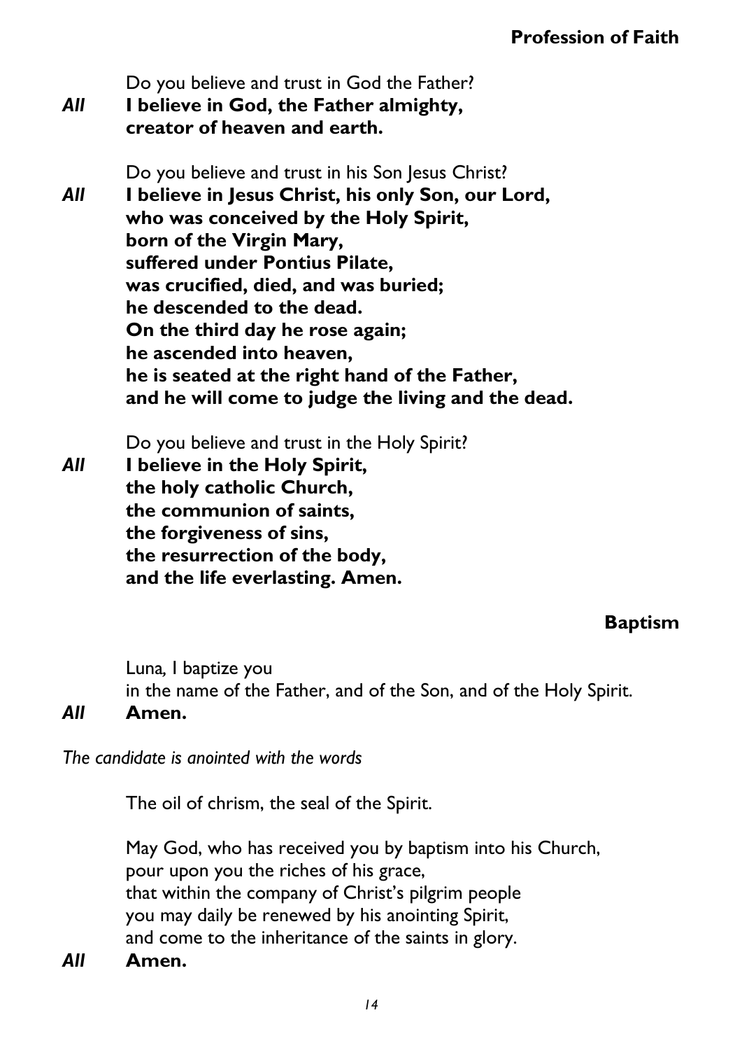## Profession of Faith

Do you believe and trust in God the Father?

***All*** **I believe in God, the Father almighty,**
**creator of heaven and earth.**

Do you believe and trust in his Son Jesus Christ?

***All*** **I believe in Jesus Christ, his only Son, our Lord,**
**who was conceived by the Holy Spirit,**
**born of the Virgin Mary,**
**suffered under Pontius Pilate,**
**was crucified, died, and was buried;**
**he descended to the dead.**
**On the third day he rose again;**
**he ascended into heaven,**
**he is seated at the right hand of the Father,**
**and he will come to judge the living and the dead.**

Do you believe and trust in the Holy Spirit?

***All*** **I believe in the Holy Spirit,**
**the holy catholic Church,**
**the communion of saints,**
**the forgiveness of sins,**
**the resurrection of the body,**
**and the life everlasting. Amen.**

## Baptism

Luna, I baptize you
in the name of the Father, and of the Son, and of the Holy Spirit.

***All*** **Amen.**

*The candidate is anointed with the words*

The oil of chrism, the seal of the Spirit.

May God, who has received you by baptism into his Church,
pour upon you the riches of his grace,
that within the company of Christ's pilgrim people
you may daily be renewed by his anointing Spirit,
and come to the inheritance of the saints in glory.

***All*** **Amen.**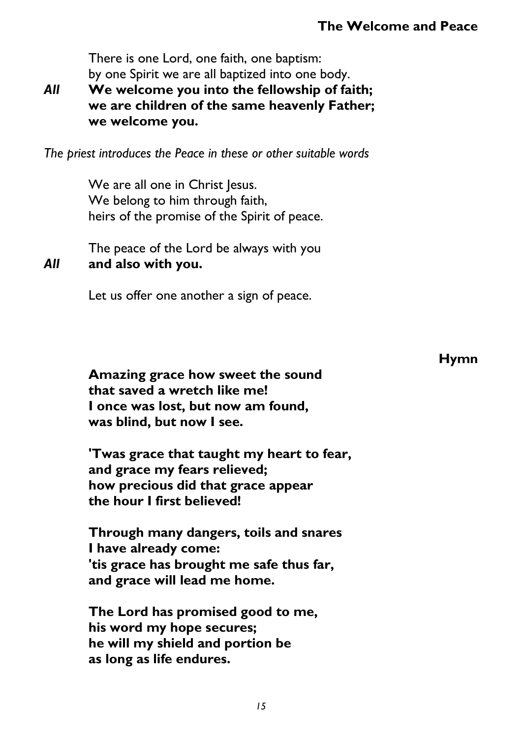## The Welcome and Peace

There is one Lord, one faith, one baptism:
by one Spirit we are all baptized into one body.

***All*** **We welcome you into the fellowship of faith;**
**we are children of the same heavenly Father;**
**we welcome you.**

*The priest introduces the Peace in these or other suitable words*

We are all one in Christ Jesus.
We belong to him through faith,
heirs of the promise of the Spirit of peace.

The peace of the Lord be always with you

***All*** **and also with you.**

Let us offer one another a sign of peace.

### Hymn

**Amazing grace how sweet the sound**
**that saved a wretch like me!**
**I once was lost, but now am found,**
**was blind, but now I see.**

**'Twas grace that taught my heart to fear,**
**and grace my fears relieved;**
**how precious did that grace appear**
**the hour I first believed!**

**Through many dangers, toils and snares**
**I have already come:**
**'tis grace has brought me safe thus far,**
**and grace will lead me home.**

**The Lord has promised good to me,**
**his word my hope secures;**
**he will my shield and portion be**
**as long as life endures.**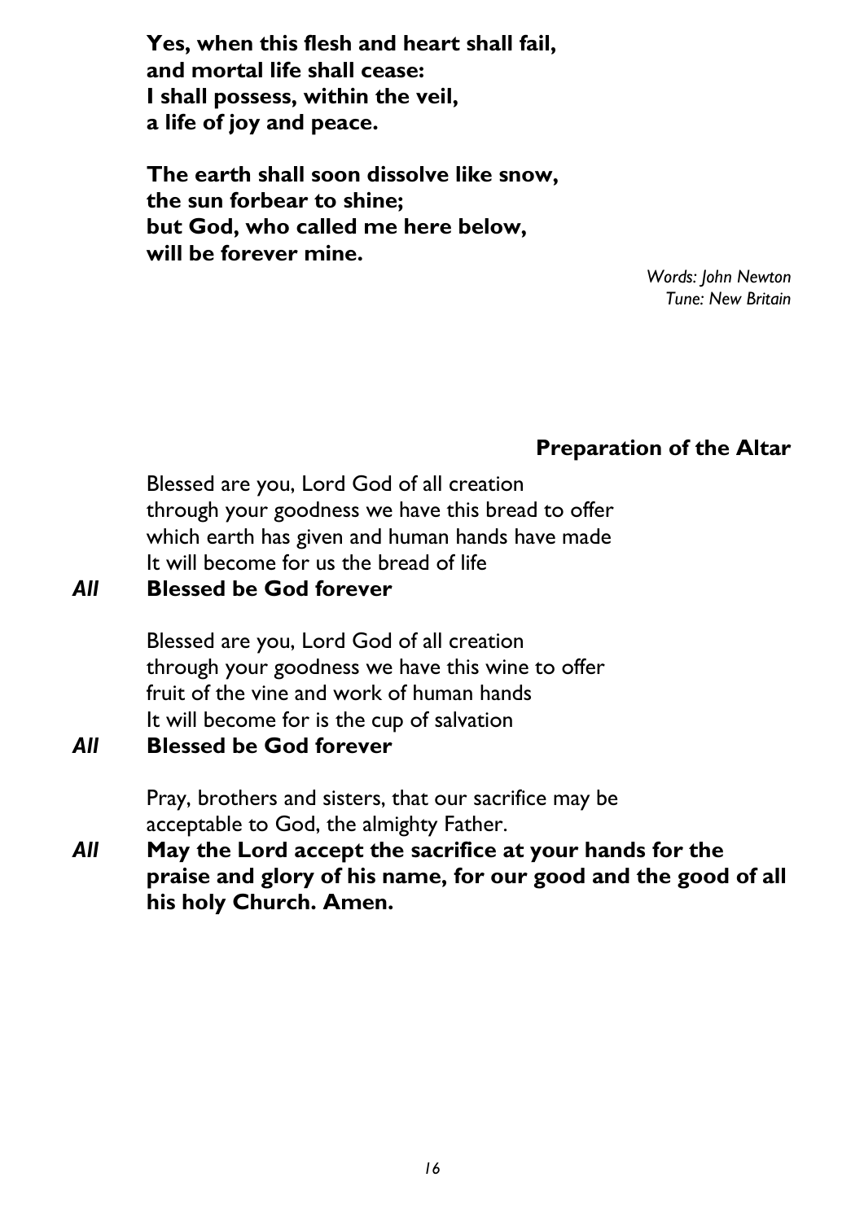**Yes, when this flesh and heart shall fail,**
**and mortal life shall cease:**
**I shall possess, within the veil,**
**a life of joy and peace.**

**The earth shall soon dissolve like snow,**
**the sun forbear to shine;**
**but God, who called me here below,**
**will be forever mine.**

*Words: John Newton*
*Tune: New Britain*

## Preparation of the Altar

Blessed are you, Lord God of all creation
through your goodness we have this bread to offer
which earth has given and human hands have made
It will become for us the bread of life

***All*** **Blessed be God forever**

Blessed are you, Lord God of all creation
through your goodness we have this wine to offer
fruit of the vine and work of human hands
It will become for is the cup of salvation

***All*** **Blessed be God forever**

Pray, brothers and sisters, that our sacrifice may be acceptable to God, the almighty Father.

***All*** **May the Lord accept the sacrifice at your hands for the praise and glory of his name, for our good and the good of all his holy Church. Amen.**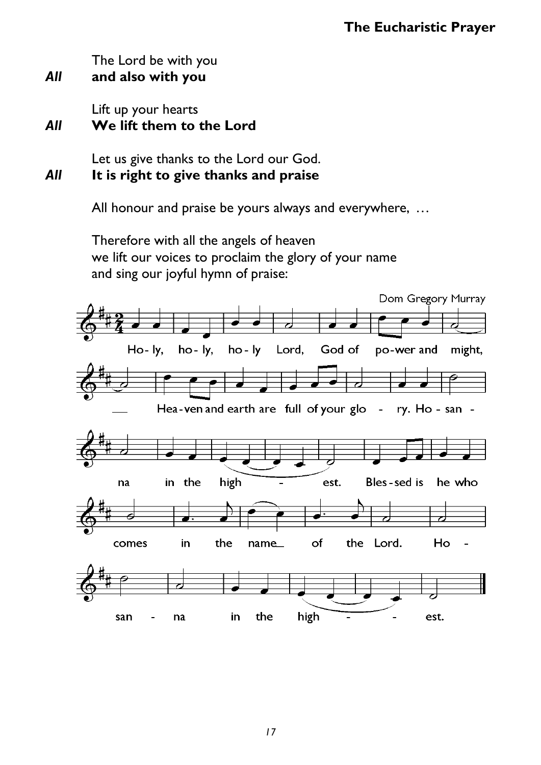The Lord be with you

***All*** **and also with you**

Lift up your hearts

***All*** **We lift them to the Lord**

Let us give thanks to the Lord our God.

***All*** **It is right to give thanks and praise**

All honour and praise be yours always and everywhere, …

Therefore with all the angels of heaven
we lift our voices to proclaim the glory of your name
and sing our joyful hymn of praise:

Dom Gregory Murray

Holy, holy, holy Lord, God of power and might,
Heaven and earth are full of your glory. Hosanna in the highest.
Blessed is he who comes in the name of the Lord.
Hosanna in the highest.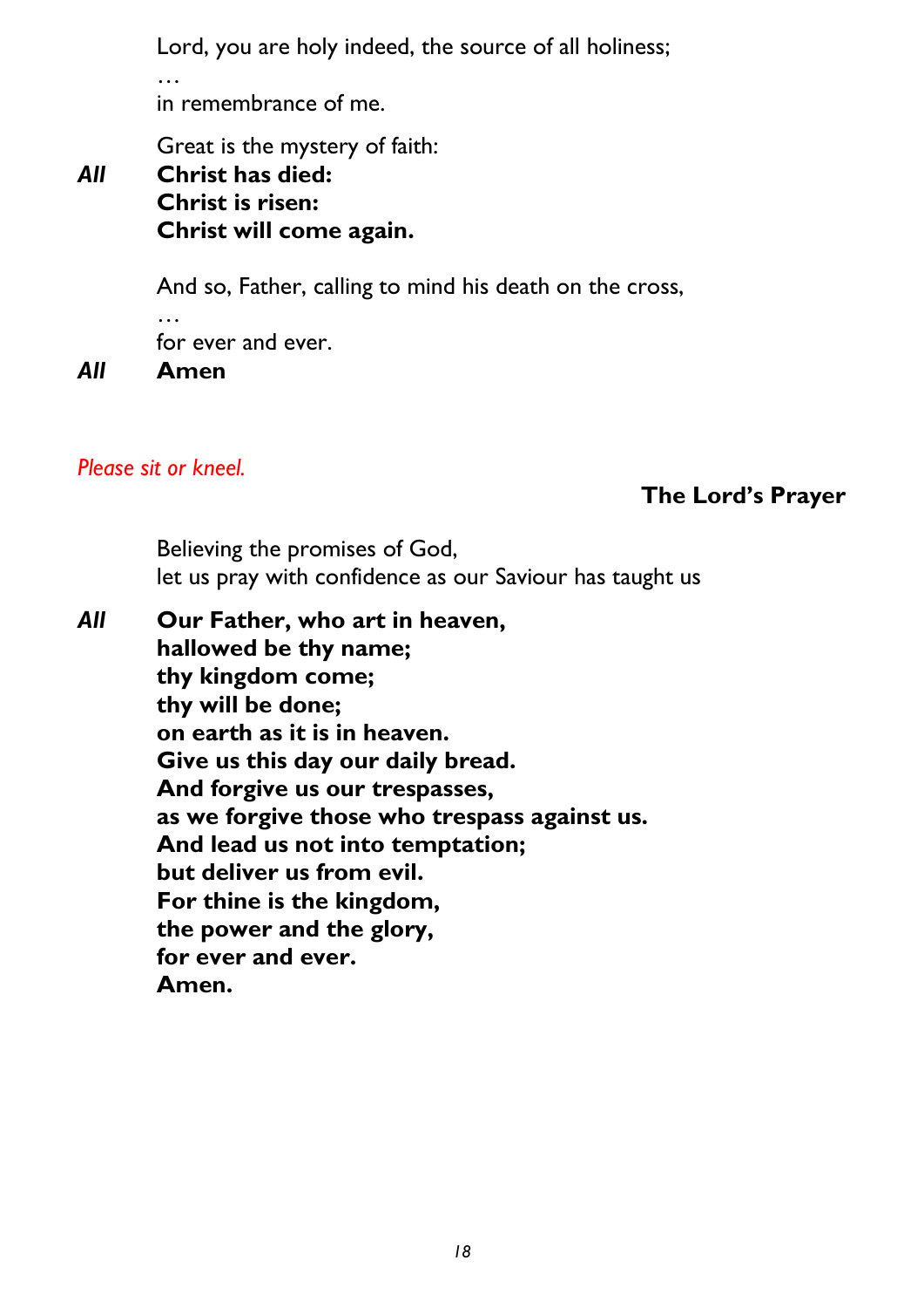Lord, you are holy indeed, the source of all holiness;
…
in remembrance of me.

Great is the mystery of faith:

***All*** **Christ has died:**
**Christ is risen:**
**Christ will come again.**

And so, Father, calling to mind his death on the cross,
…
for ever and ever.

***All*** **Amen**

*Please sit or kneel.*

### The Lord's Prayer

Believing the promises of God,
let us pray with confidence as our Saviour has taught us

***All*** **Our Father, who art in heaven,**
**hallowed be thy name;**
**thy kingdom come;**
**thy will be done;**
**on earth as it is in heaven.**
**Give us this day our daily bread.**
**And forgive us our trespasses,**
**as we forgive those who trespass against us.**
**And lead us not into temptation;**
**but deliver us from evil.**
**For thine is the kingdom,**
**the power and the glory,**
**for ever and ever.**
**Amen.**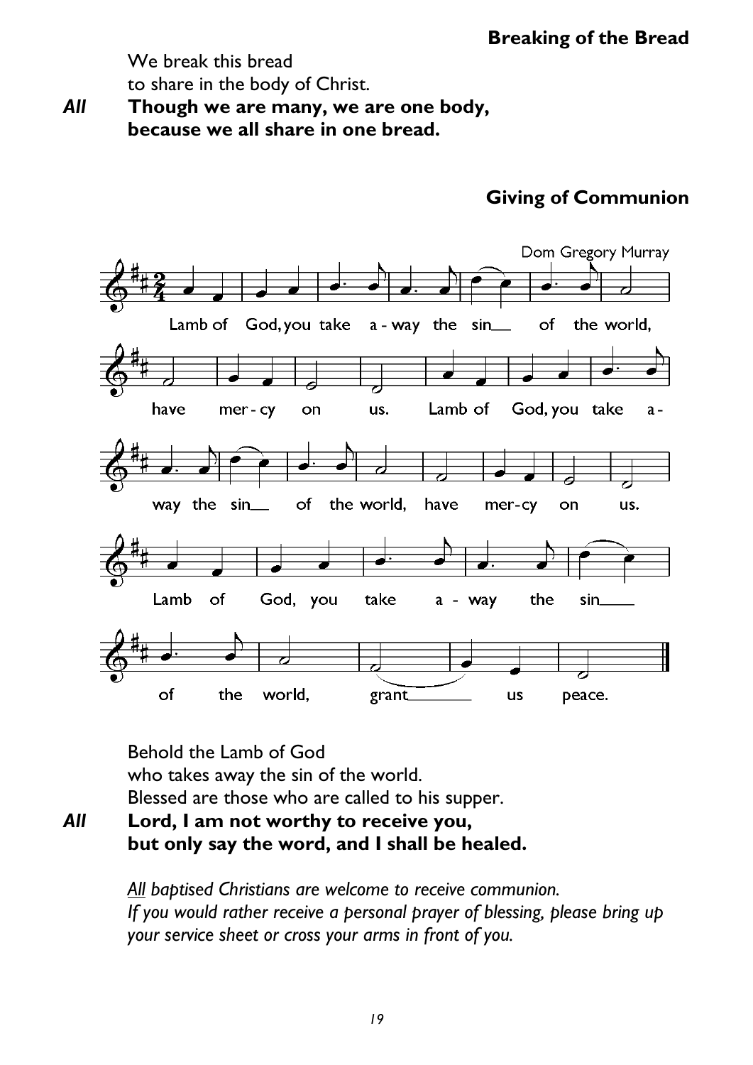## Breaking of the Bread

We break this bread
to share in the body of Christ.

***All*** **Though we are many, we are one body,**
**because we all share in one bread.**

## Giving of Communion

Dom Gregory Murray

Lamb of God, you take away the sin of the world, have mercy on us. Lamb of God, you take away the sin of the world, have mercy on us. Lamb of God, you take away the sin of the world, grant us peace.

Behold the Lamb of God
who takes away the sin of the world.
Blessed are those who are called to his supper.

***All*** **Lord, I am not worthy to receive you,**
**but only say the word, and I shall be healed.**

*All baptised Christians are welcome to receive communion.*
*If you would rather receive a personal prayer of blessing, please bring up your service sheet or cross your arms in front of you.*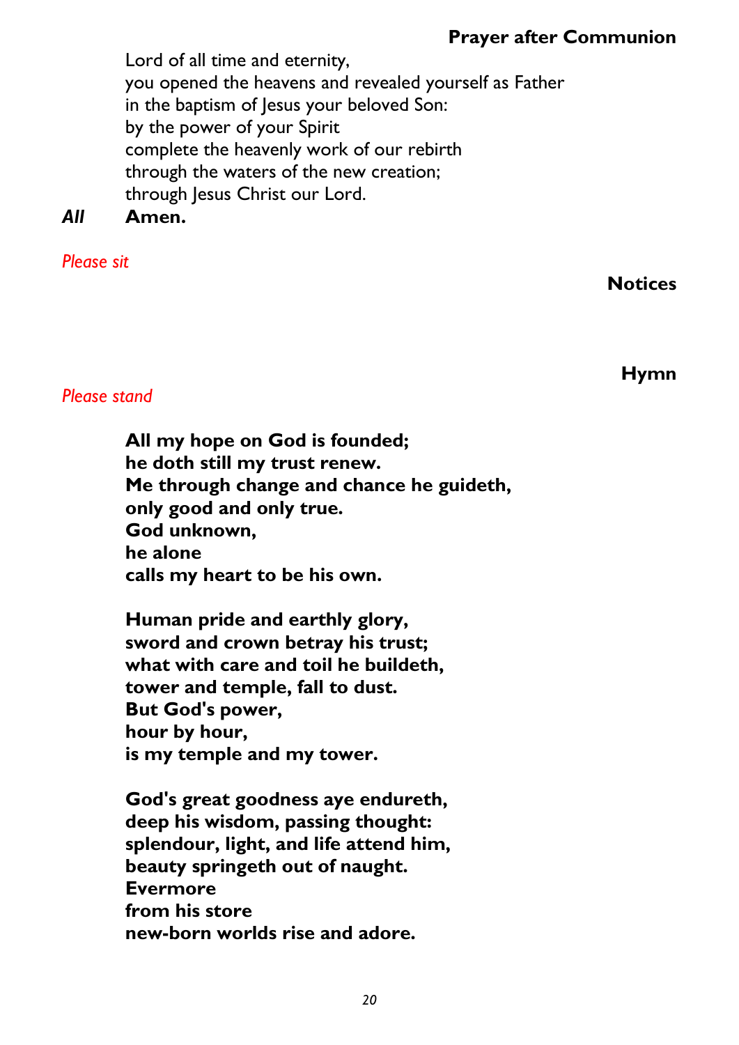## Prayer after Communion

Lord of all time and eternity,
you opened the heavens and revealed yourself as Father
in the baptism of Jesus your beloved Son:
by the power of your Spirit
complete the heavenly work of our rebirth
through the waters of the new creation;
through Jesus Christ our Lord.

***All*** **Amen.**

*Please sit*

## Notices

## Hymn

*Please stand*

**All my hope on God is founded;
he doth still my trust renew.
Me through change and chance he guideth,
only good and only true.
God unknown,
he alone
calls my heart to be his own.**

**Human pride and earthly glory,
sword and crown betray his trust;
what with care and toil he buildeth,
tower and temple, fall to dust.
But God's power,
hour by hour,
is my temple and my tower.**

**God's great goodness aye endureth,
deep his wisdom, passing thought:
splendour, light, and life attend him,
beauty springeth out of naught.
Evermore
from his store
new-born worlds rise and adore.**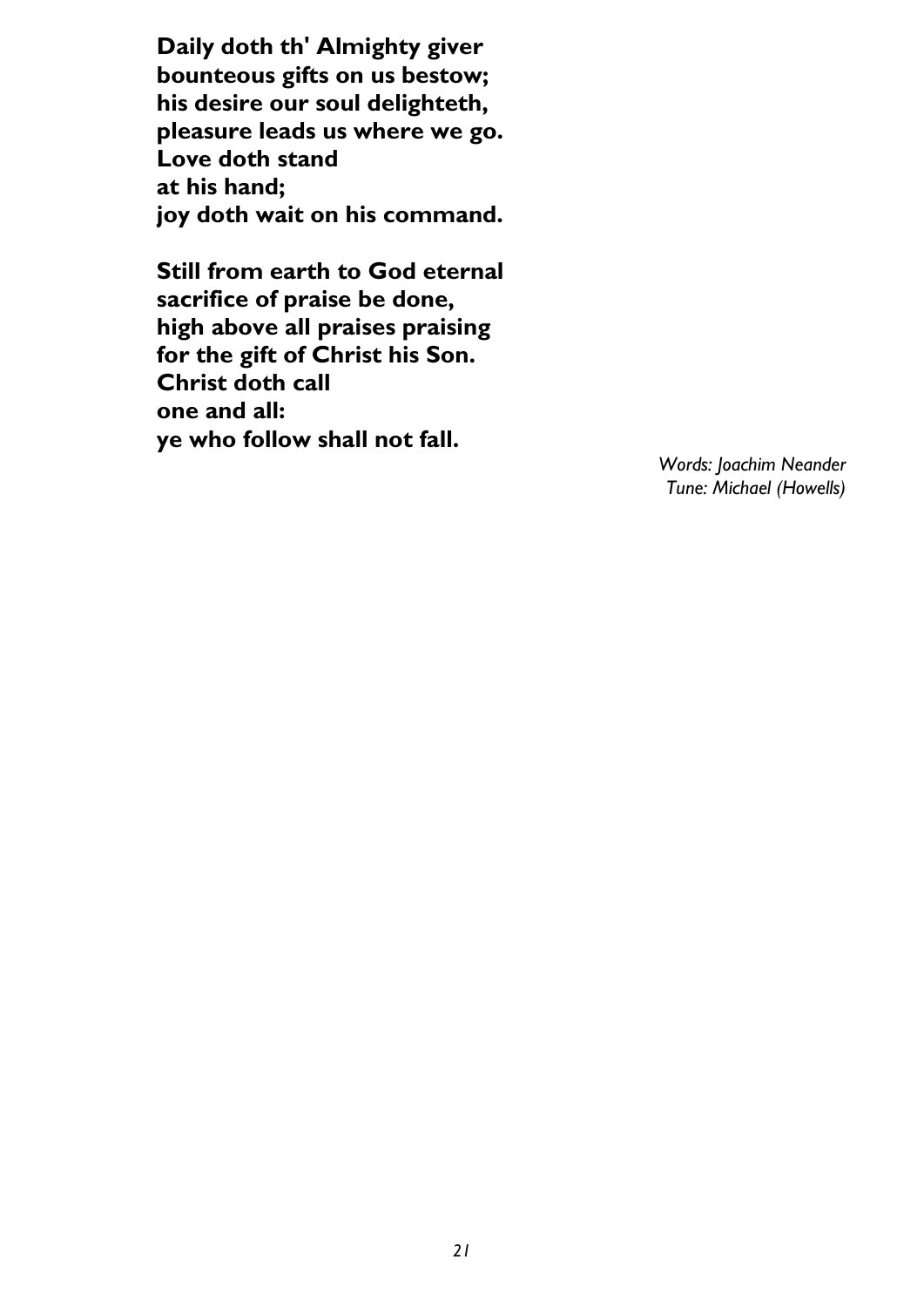**Daily doth th' Almighty giver**
**bounteous gifts on us bestow;**
**his desire our soul delighteth,**
**pleasure leads us where we go.**
**Love doth stand**
**at his hand;**
**joy doth wait on his command.**

**Still from earth to God eternal**
**sacrifice of praise be done,**
**high above all praises praising**
**for the gift of Christ his Son.**
**Christ doth call**
**one and all:**
**ye who follow shall not fall.**

*Words: Joachim Neander*
*Tune: Michael (Howells)*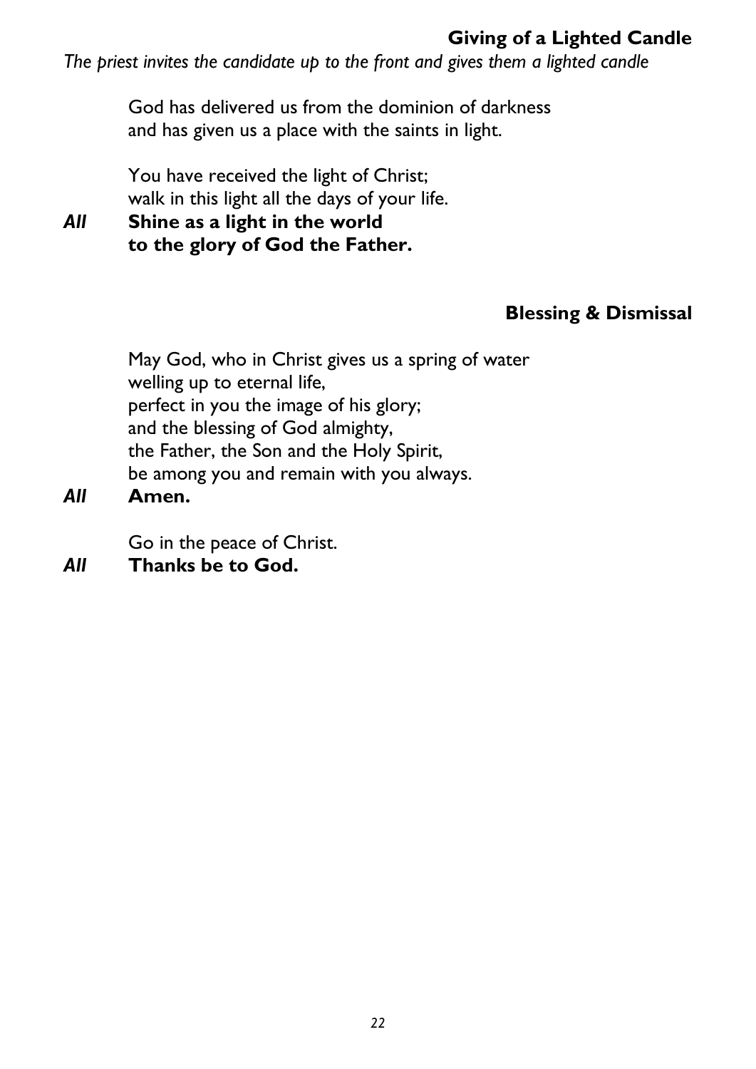## Giving of a Lighted Candle

*The priest invites the candidate up to the front and gives them a lighted candle*

God has delivered us from the dominion of darkness
and has given us a place with the saints in light.

You have received the light of Christ;
walk in this light all the days of your life.

***All*** **Shine as a light in the world**
**to the glory of God the Father.**

## Blessing & Dismissal

May God, who in Christ gives us a spring of water
welling up to eternal life,
perfect in you the image of his glory;
and the blessing of God almighty,
the Father, the Son and the Holy Spirit,
be among you and remain with you always.

***All*** **Amen.**

Go in the peace of Christ.

***All*** **Thanks be to God.**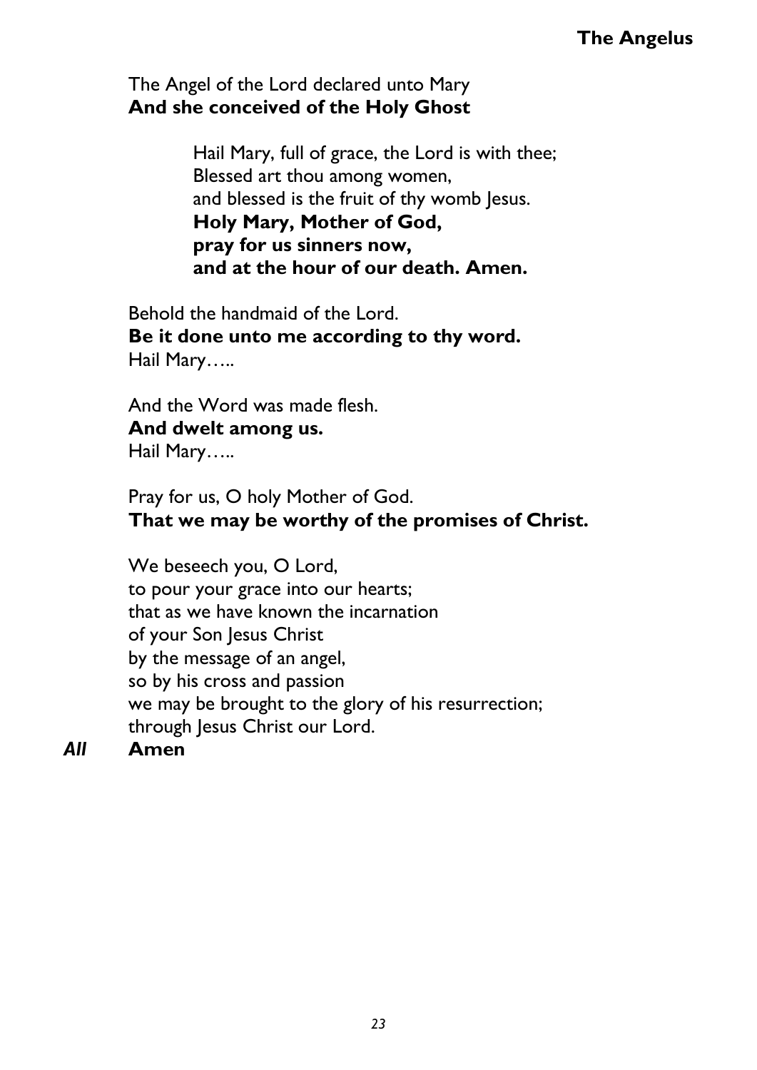## The Angelus

The Angel of the Lord declared unto Mary
**And she conceived of the Holy Ghost**

> Hail Mary, full of grace, the Lord is with thee;
> Blessed art thou among women,
> and blessed is the fruit of thy womb Jesus.
> **Holy Mary, Mother of God,**
> **pray for us sinners now,**
> **and at the hour of our death. Amen.**

Behold the handmaid of the Lord.
**Be it done unto me according to thy word.**
Hail Mary…..

And the Word was made flesh.
**And dwelt among us.**
Hail Mary…..

Pray for us, O holy Mother of God.
**That we may be worthy of the promises of Christ.**

We beseech you, O Lord,
to pour your grace into our hearts;
that as we have known the incarnation
of your Son Jesus Christ
by the message of an angel,
so by his cross and passion
we may be brought to the glory of his resurrection;
through Jesus Christ our Lord.

***All*** **Amen**